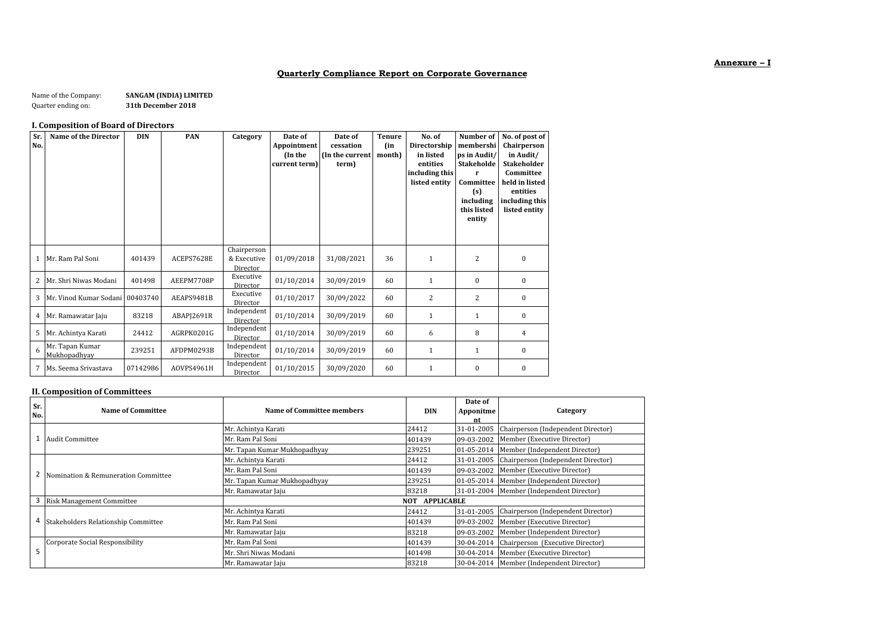**Annexure – I**

# Quarterly Compliance Report on Corporate Governance

Name of the Company: **SANGAM (INDIA) LIMITED**
Quarter ending on: **31th December 2018**

## I. Composition of Board of Directors

| Sr. No. | Name of the Director | DIN | PAN | Category | Date of Appointment (In the current term) | Date of cessation (In the current term) | Tenure (in month) | No. of Directorship in listed entities including this listed entity | Number of memberships in Audit/ Stakeholder Committee (s) including this listed entity | No. of post of Chairperson in Audit/ Stakeholder Committee held in listed entities including this listed entity |
|---|---|---|---|---|---|---|---|---|---|---|
| 1 | Mr. Ram Pal Soni | 401439 | ACEPS7628E | Chairperson & Executive Director | 01/09/2018 | 31/08/2021 | 36 | 1 | 2 | 0 |
| 2 | Mr. Shri Niwas Modani | 401498 | AEEPM7708P | Executive Director | 01/10/2014 | 30/09/2019 | 60 | 1 | 0 | 0 |
| 3 | Mr. Vinod Kumar Sodani | 00403740 | AEAPS9481B | Executive Director | 01/10/2017 | 30/09/2022 | 60 | 2 | 2 | 0 |
| 4 | Mr. Ramawatar Jaju | 83218 | ABAPJ2691R | Independent Director | 01/10/2014 | 30/09/2019 | 60 | 1 | 1 | 0 |
| 5 | Mr. Achintya Karati | 24412 | AGRPK0201G | Independent Director | 01/10/2014 | 30/09/2019 | 60 | 6 | 8 | 4 |
| 6 | Mr. Tapan Kumar Mukhopadhyay | 239251 | AFDPM0293B | Independent Director | 01/10/2014 | 30/09/2019 | 60 | 1 | 1 | 0 |
| 7 | Ms. Seema Srivastava | 07142986 | AOVPS4961H | Independent Director | 01/10/2015 | 30/09/2020 | 60 | 1 | 0 | 0 |

## II. Composition of Committees

| Sr. No. | Name of Committee | Name of Committee members | DIN | Date of Appointment | Category |
|---|---|---|---|---|---|
| 1 | Audit Committee | Mr. Achintya Karati | 24412 | 31-01-2005 | Chairperson (Independent Director) |
| | | Mr. Ram Pal Soni | 401439 | 09-03-2002 | Member (Executive Director) |
| | | Mr. Tapan Kumar Mukhopadhyay | 239251 | 01-05-2014 | Member (Independent Director) |
| 2 | Nomination & Remuneration Committee | Mr. Achintya Karati | 24412 | 31-01-2005 | Chairperson (Independent Director) |
| | | Mr. Ram Pal Soni | 401439 | 09-03-2002 | Member (Executive Director) |
| | | Mr. Tapan Kumar Mukhopadhyay | 239251 | 01-05-2014 | Member (Independent Director) |
| | | Mr. Ramawatar Jaju | 83218 | 31-01-2004 | Member (Independent Director) |
| 3 | Risk Management Committee | NOT APPLICABLE | | | |
| 4 | Stakeholders Relationship Committee | Mr. Achintya Karati | 24412 | 31-01-2005 | Chairperson (Independent Director) |
| | | Mr. Ram Pal Soni | 401439 | 09-03-2002 | Member (Executive Director) |
| | | Mr. Ramawatar Jaju | 83218 | 09-03-2002 | Member (Independent Director) |
| 5 | Corporate Social Responsibility | Mr. Ram Pal Soni | 401439 | 30-04-2014 | Chairperson (Executive Director) |
| | | Mr. Shri Niwas Modani | 401498 | 30-04-2014 | Member (Executive Director) |
| | | Mr. Ramawatar Jaju | 83218 | 30-04-2014 | Member (Independent Director) |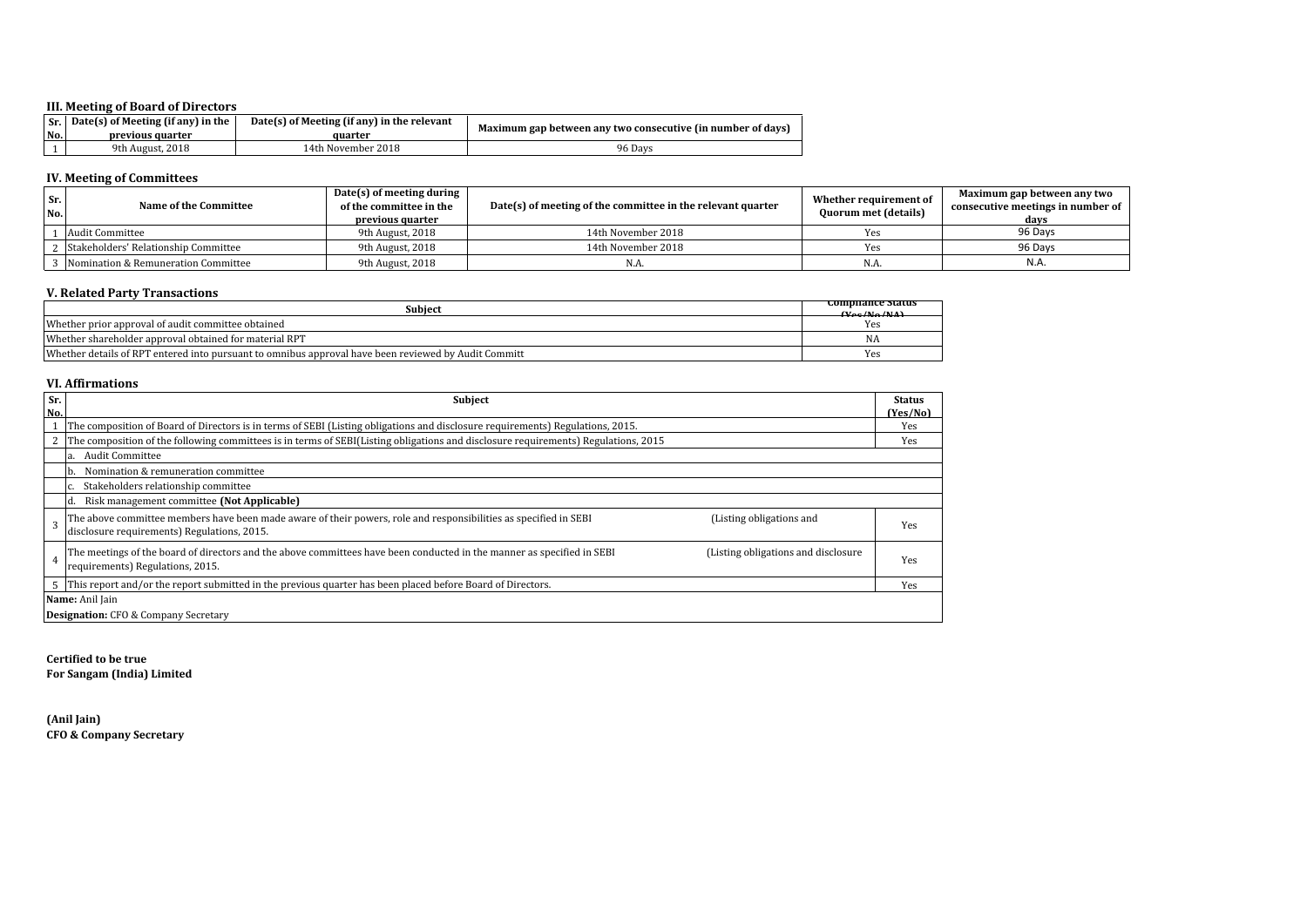### III. Meeting of Board of Directors

| Sr. No. | Date(s) of Meeting (if any) in the previous quarter | Date(s) of Meeting (if any) in the relevant quarter | Maximum gap between any two consecutive (in number of days) |
|---|---|---|---|
| 1 | 9th August, 2018 | 14th November 2018 | 96 Days |

### IV. Meeting of Committees

| Sr. No. | Name of the Committee | Date(s) of meeting during of the committee in the previous quarter | Date(s) of meeting of the committee in the relevant quarter | Whether requirement of Quorum met (details) | Maximum gap between any two consecutive meetings in number of days |
|---|---|---|---|---|---|
| 1 | Audit Committee | 9th August, 2018 | 14th November 2018 | Yes | 96 Days |
| 2 | Stakeholders' Relationship Committee | 9th August, 2018 | 14th November 2018 | Yes | 96 Days |
| 3 | Nomination & Remuneration Committee | 9th August, 2018 | N.A. | N.A. | N.A. |

### V. Related Party Transactions

| Subject | Compliance Status (Yes/No/NA) |
|---|---|
| Whether prior approval of audit committee obtained | Yes |
| Whether shareholder approval obtained for material RPT | NA |
| Whether details of RPT entered into pursuant to omnibus approval have been reviewed by Audit Committ | Yes |

### VI. Affirmations

| Sr. No. | Subject | Status (Yes/No) |
|---|---|---|
| 1 | The composition of Board of Directors is in terms of SEBI (Listing obligations and disclosure requirements) Regulations, 2015. | Yes |
| 2 | The composition of the following committees is in terms of SEBI(Listing obligations and disclosure requirements) Regulations, 2015 | Yes |
| | a. Audit Committee | |
| | b. Nomination & remuneration committee | |
| | c. Stakeholders relationship committee | |
| | d. Risk management committee **(Not Applicable)** | |
| 3 | The above committee members have been made aware of their powers, role and responsibilities as specified in SEBI (Listing obligations and disclosure requirements) Regulations, 2015. | Yes |
| 4 | The meetings of the board of directors and the above committees have been conducted in the manner as specified in SEBI (Listing obligations and disclosure requirements) Regulations, 2015. | Yes |
| 5 | This report and/or the report submitted in the previous quarter has been placed before Board of Directors. | Yes |
| | **Name:** Anil Jain | |
| | **Designation:** CFO & Company Secretary | |

**Certified to be true**
**For Sangam (India) Limited**

**(Anil Jain)**
**CFO & Company Secretary**